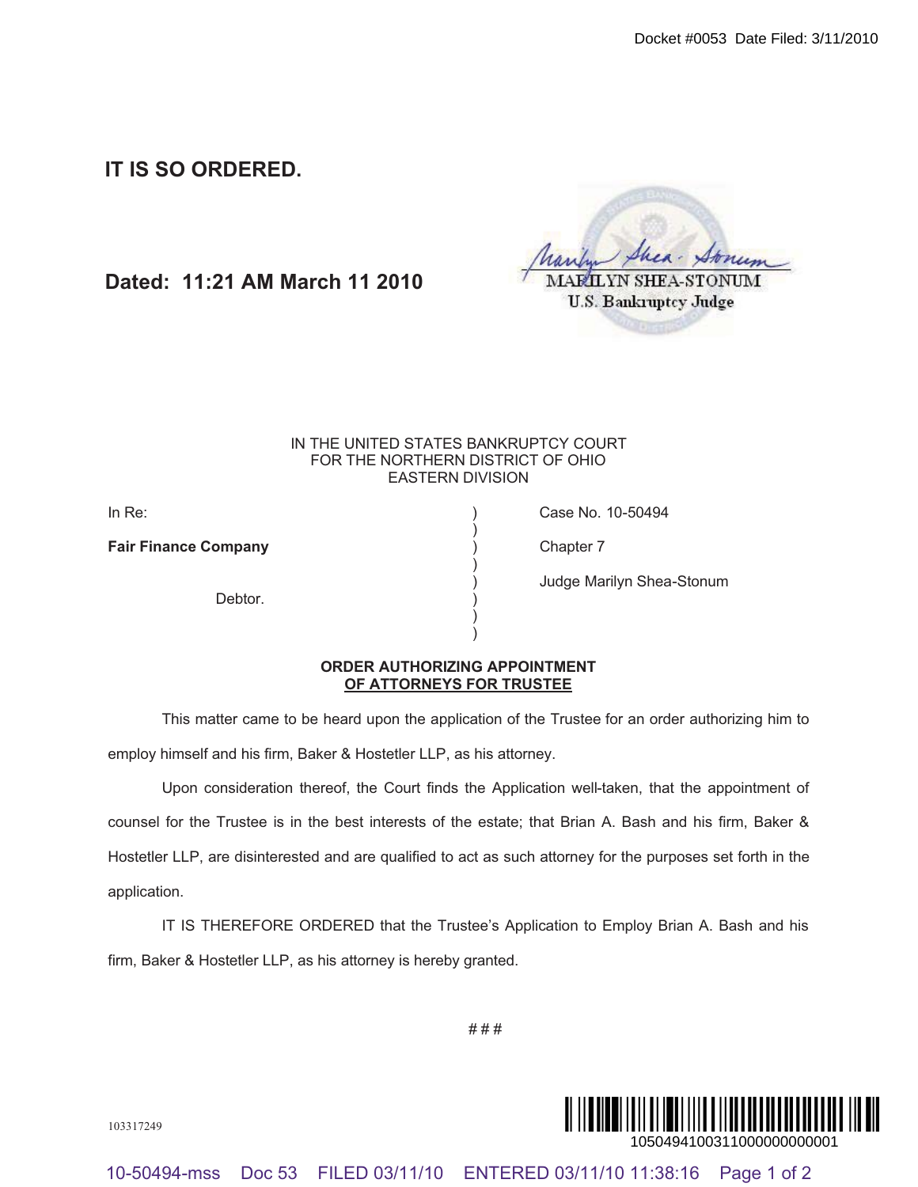Docket #0053 Date Filed: 3/11/2010

**IT IS SO ORDERED.**

**Dated: 11:21 AM March 11 2010**

MARILYN SHEA-STONUM
U.S. Bankruptcy Judge

IN THE UNITED STATES BANKRUPTCY COURT
FOR THE NORTHERN DISTRICT OF OHIO
EASTERN DIVISION

| | | |
|---|---|---|
| In Re: | ) | Case No. 10-50494 |
| **Fair Finance Company** | ) | Chapter 7 |
| | ) | Judge Marilyn Shea-Stonum |
| Debtor. | ) | |

**ORDER AUTHORIZING APPOINTMENT OF ATTORNEYS FOR TRUSTEE**

This matter came to be heard upon the application of the Trustee for an order authorizing him to employ himself and his firm, Baker & Hostetler LLP, as his attorney.

Upon consideration thereof, the Court finds the Application well-taken, that the appointment of counsel for the Trustee is in the best interests of the estate; that Brian A. Bash and his firm, Baker & Hostetler LLP, are disinterested and are qualified to act as such attorney for the purposes set forth in the application.

IT IS THEREFORE ORDERED that the Trustee's Application to Employ Brian A. Bash and his firm, Baker & Hostetler LLP, as his attorney is hereby granted.

###

103317249

1050494100311000000000001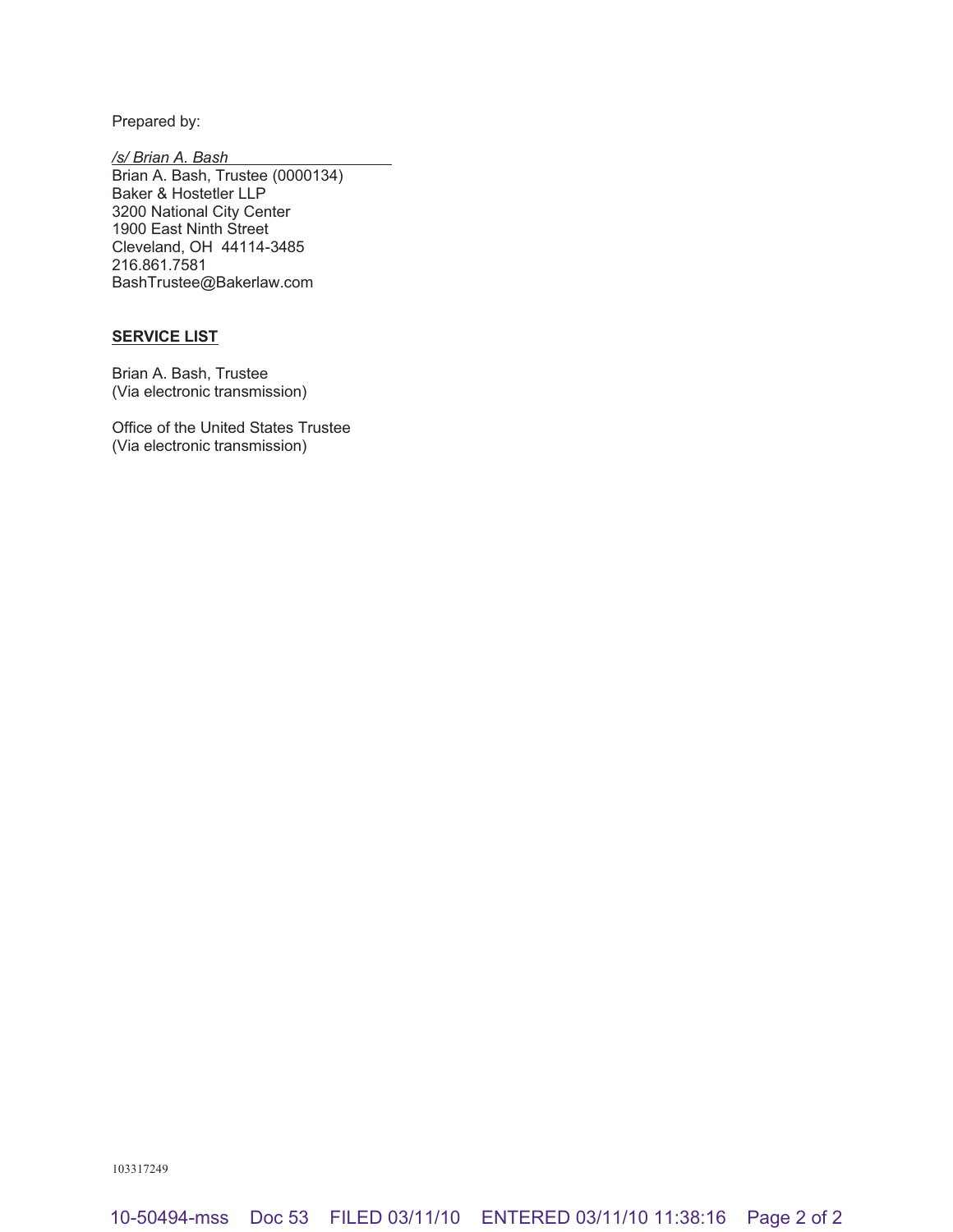Prepared by:

*/s/ Brian A. Bash*
Brian A. Bash, Trustee (0000134)
Baker & Hostetler LLP
3200 National City Center
1900 East Ninth Street
Cleveland, OH 44114-3485
216.861.7581
BashTrustee@Bakerlaw.com

**SERVICE LIST**

Brian A. Bash, Trustee
(Via electronic transmission)

Office of the United States Trustee
(Via electronic transmission)

103317249